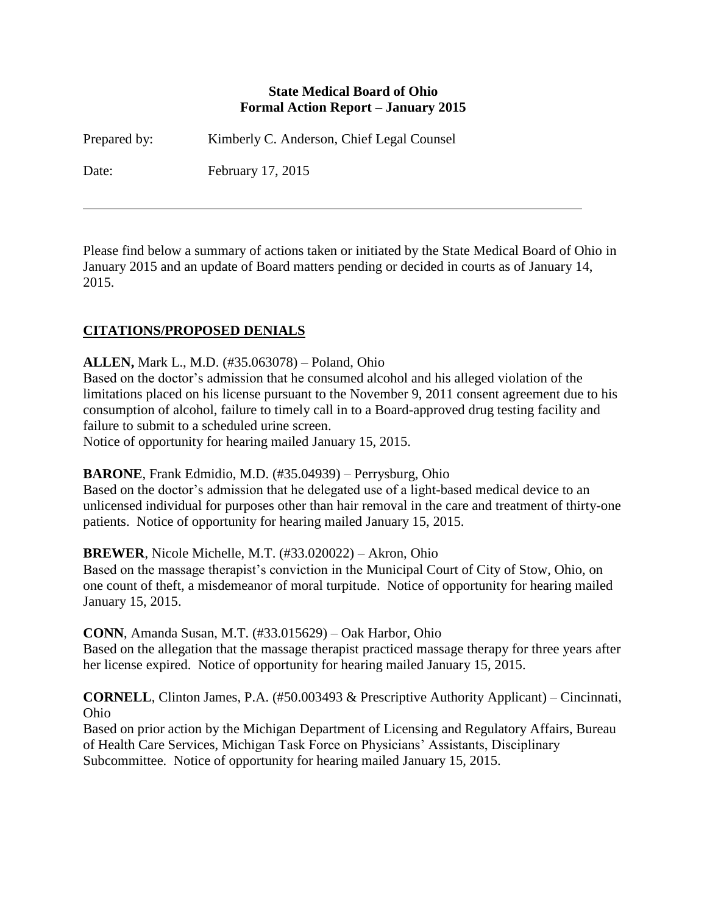# State Medical Board of Ohio
## Formal Action Report – January 2015

Prepared by: Kimberly C. Anderson, Chief Legal Counsel

Date: February 17, 2015

---

Please find below a summary of actions taken or initiated by the State Medical Board of Ohio in January 2015 and an update of Board matters pending or decided in courts as of January 14, 2015.

## CITATIONS/PROPOSED DENIALS

**ALLEN,** Mark L., M.D. (#35.063078) – Poland, Ohio
Based on the doctor's admission that he consumed alcohol and his alleged violation of the limitations placed on his license pursuant to the November 9, 2011 consent agreement due to his consumption of alcohol, failure to timely call in to a Board-approved drug testing facility and failure to submit to a scheduled urine screen.
Notice of opportunity for hearing mailed January 15, 2015.

**BARONE**, Frank Edmidio, M.D. (#35.04939) – Perrysburg, Ohio
Based on the doctor's admission that he delegated use of a light-based medical device to an unlicensed individual for purposes other than hair removal in the care and treatment of thirty-one patients. Notice of opportunity for hearing mailed January 15, 2015.

**BREWER**, Nicole Michelle, M.T. (#33.020022) – Akron, Ohio
Based on the massage therapist's conviction in the Municipal Court of City of Stow, Ohio, on one count of theft, a misdemeanor of moral turpitude. Notice of opportunity for hearing mailed January 15, 2015.

**CONN**, Amanda Susan, M.T. (#33.015629) – Oak Harbor, Ohio
Based on the allegation that the massage therapist practiced massage therapy for three years after her license expired. Notice of opportunity for hearing mailed January 15, 2015.

**CORNELL**, Clinton James, P.A. (#50.003493 & Prescriptive Authority Applicant) – Cincinnati, Ohio
Based on prior action by the Michigan Department of Licensing and Regulatory Affairs, Bureau of Health Care Services, Michigan Task Force on Physicians' Assistants, Disciplinary Subcommittee. Notice of opportunity for hearing mailed January 15, 2015.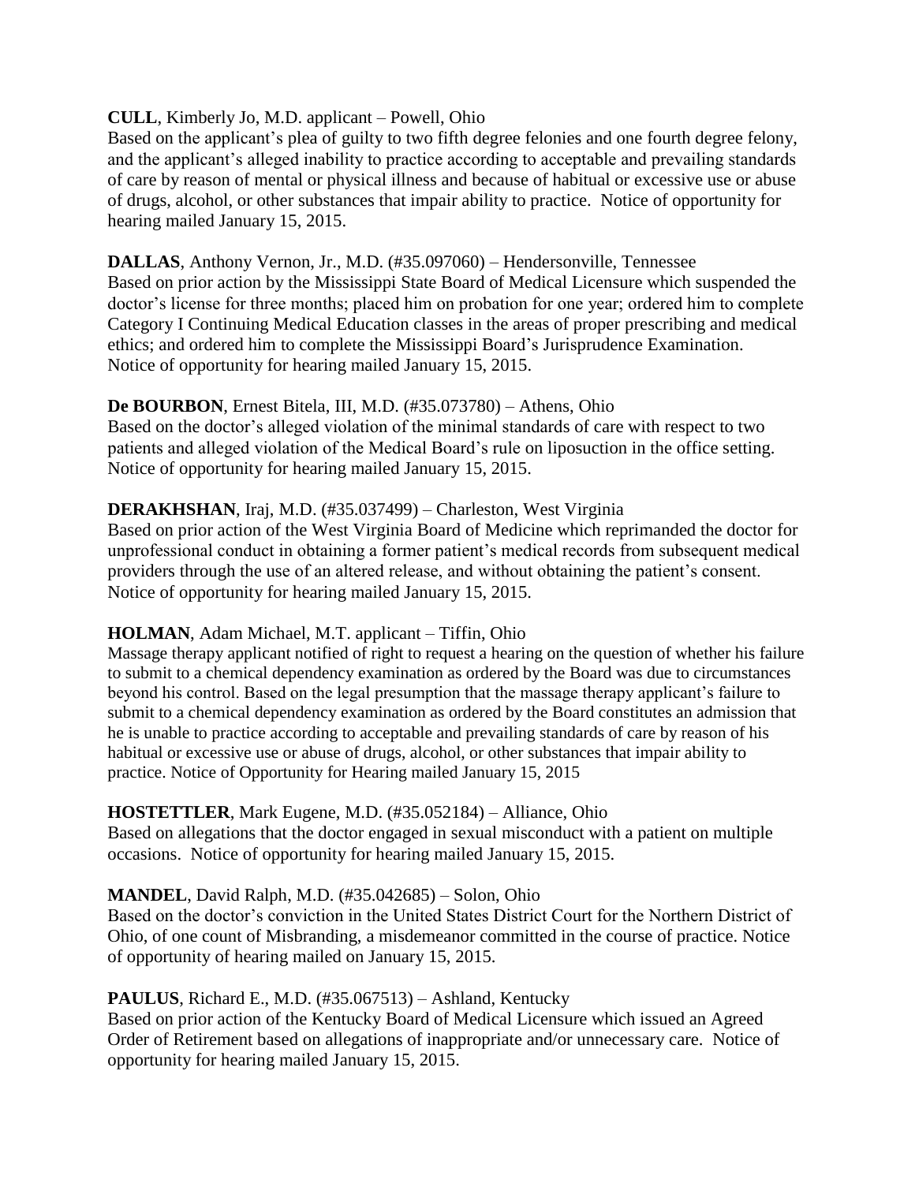**CULL**, Kimberly Jo, M.D. applicant – Powell, Ohio
Based on the applicant's plea of guilty to two fifth degree felonies and one fourth degree felony, and the applicant's alleged inability to practice according to acceptable and prevailing standards of care by reason of mental or physical illness and because of habitual or excessive use or abuse of drugs, alcohol, or other substances that impair ability to practice. Notice of opportunity for hearing mailed January 15, 2015.

**DALLAS**, Anthony Vernon, Jr., M.D. (#35.097060) – Hendersonville, Tennessee
Based on prior action by the Mississippi State Board of Medical Licensure which suspended the doctor's license for three months; placed him on probation for one year; ordered him to complete Category I Continuing Medical Education classes in the areas of proper prescribing and medical ethics; and ordered him to complete the Mississippi Board's Jurisprudence Examination. Notice of opportunity for hearing mailed January 15, 2015.

**De BOURBON**, Ernest Bitela, III, M.D. (#35.073780) – Athens, Ohio
Based on the doctor's alleged violation of the minimal standards of care with respect to two patients and alleged violation of the Medical Board's rule on liposuction in the office setting. Notice of opportunity for hearing mailed January 15, 2015.

**DERAKHSHAN**, Iraj, M.D. (#35.037499) – Charleston, West Virginia
Based on prior action of the West Virginia Board of Medicine which reprimanded the doctor for unprofessional conduct in obtaining a former patient's medical records from subsequent medical providers through the use of an altered release, and without obtaining the patient's consent. Notice of opportunity for hearing mailed January 15, 2015.

**HOLMAN**, Adam Michael, M.T. applicant – Tiffin, Ohio
Massage therapy applicant notified of right to request a hearing on the question of whether his failure to submit to a chemical dependency examination as ordered by the Board was due to circumstances beyond his control. Based on the legal presumption that the massage therapy applicant's failure to submit to a chemical dependency examination as ordered by the Board constitutes an admission that he is unable to practice according to acceptable and prevailing standards of care by reason of his habitual or excessive use or abuse of drugs, alcohol, or other substances that impair ability to practice. Notice of Opportunity for Hearing mailed January 15, 2015

**HOSTETTLER**, Mark Eugene, M.D. (#35.052184) – Alliance, Ohio
Based on allegations that the doctor engaged in sexual misconduct with a patient on multiple occasions. Notice of opportunity for hearing mailed January 15, 2015.

**MANDEL**, David Ralph, M.D. (#35.042685) – Solon, Ohio
Based on the doctor's conviction in the United States District Court for the Northern District of Ohio, of one count of Misbranding, a misdemeanor committed in the course of practice. Notice of opportunity of hearing mailed on January 15, 2015.

**PAULUS**, Richard E., M.D. (#35.067513) – Ashland, Kentucky
Based on prior action of the Kentucky Board of Medical Licensure which issued an Agreed Order of Retirement based on allegations of inappropriate and/or unnecessary care. Notice of opportunity for hearing mailed January 15, 2015.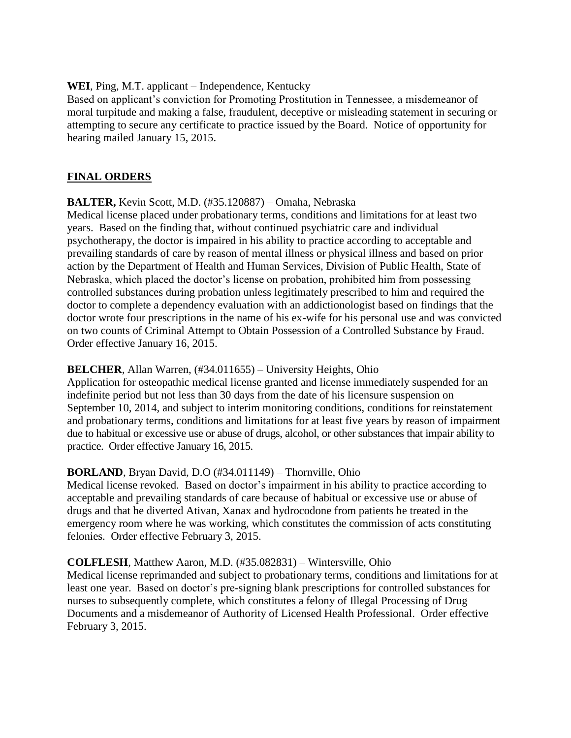**WEI**, Ping, M.T. applicant – Independence, Kentucky
Based on applicant's conviction for Promoting Prostitution in Tennessee, a misdemeanor of moral turpitude and making a false, fraudulent, deceptive or misleading statement in securing or attempting to secure any certificate to practice issued by the Board. Notice of opportunity for hearing mailed January 15, 2015.

## FINAL ORDERS

**BALTER,** Kevin Scott, M.D. (#35.120887) – Omaha, Nebraska
Medical license placed under probationary terms, conditions and limitations for at least two years. Based on the finding that, without continued psychiatric care and individual psychotherapy, the doctor is impaired in his ability to practice according to acceptable and prevailing standards of care by reason of mental illness or physical illness and based on prior action by the Department of Health and Human Services, Division of Public Health, State of Nebraska, which placed the doctor's license on probation, prohibited him from possessing controlled substances during probation unless legitimately prescribed to him and required the doctor to complete a dependency evaluation with an addictionologist based on findings that the doctor wrote four prescriptions in the name of his ex-wife for his personal use and was convicted on two counts of Criminal Attempt to Obtain Possession of a Controlled Substance by Fraud. Order effective January 16, 2015.

**BELCHER**, Allan Warren, (#34.011655) – University Heights, Ohio
Application for osteopathic medical license granted and license immediately suspended for an indefinite period but not less than 30 days from the date of his licensure suspension on September 10, 2014, and subject to interim monitoring conditions, conditions for reinstatement and probationary terms, conditions and limitations for at least five years by reason of impairment due to habitual or excessive use or abuse of drugs, alcohol, or other substances that impair ability to practice. Order effective January 16, 2015.

**BORLAND**, Bryan David, D.O (#34.011149) – Thornville, Ohio
Medical license revoked. Based on doctor's impairment in his ability to practice according to acceptable and prevailing standards of care because of habitual or excessive use or abuse of drugs and that he diverted Ativan, Xanax and hydrocodone from patients he treated in the emergency room where he was working, which constitutes the commission of acts constituting felonies. Order effective February 3, 2015.

**COLFLESH**, Matthew Aaron, M.D. (#35.082831) – Wintersville, Ohio
Medical license reprimanded and subject to probationary terms, conditions and limitations for at least one year. Based on doctor's pre-signing blank prescriptions for controlled substances for nurses to subsequently complete, which constitutes a felony of Illegal Processing of Drug Documents and a misdemeanor of Authority of Licensed Health Professional. Order effective February 3, 2015.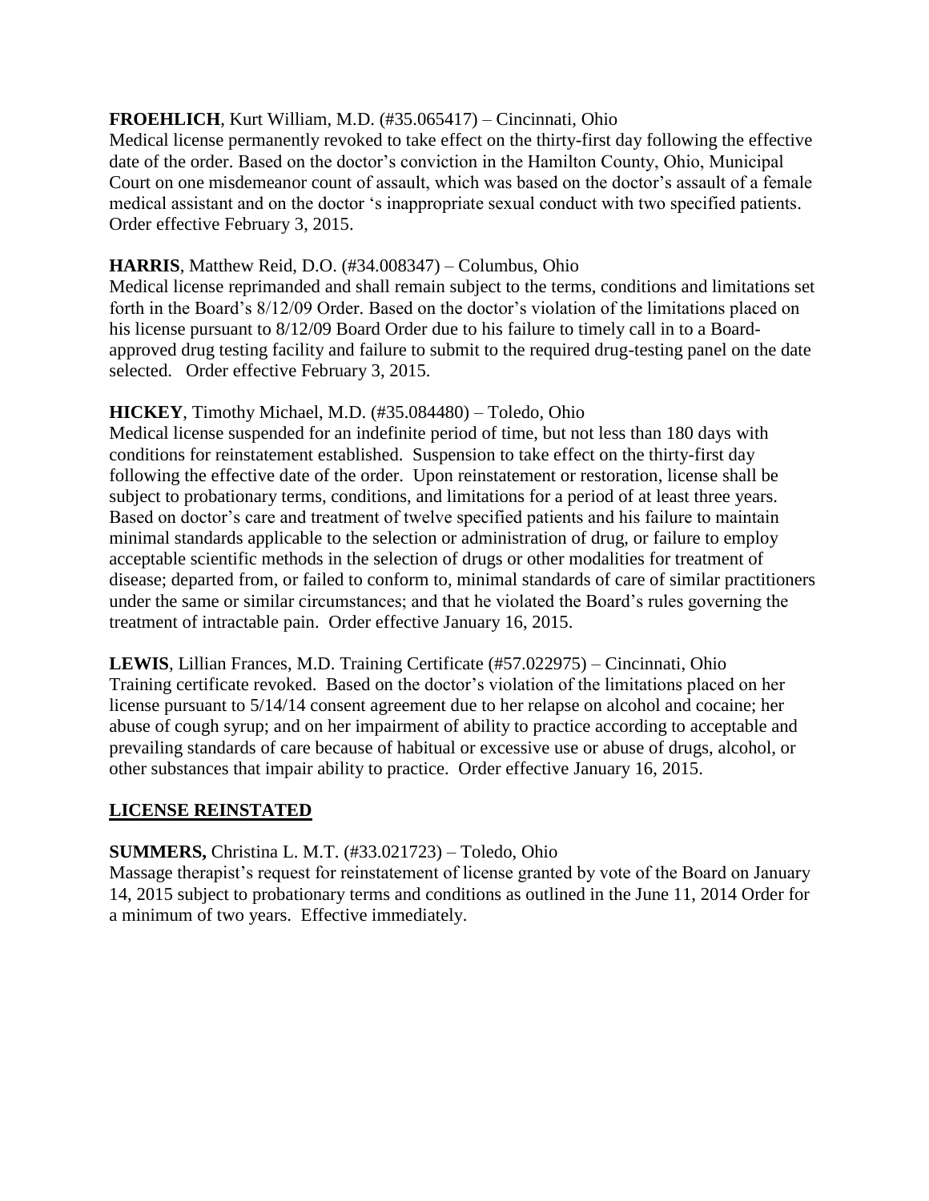**FROEHLICH**, Kurt William, M.D. (#35.065417) – Cincinnati, Ohio
Medical license permanently revoked to take effect on the thirty-first day following the effective date of the order. Based on the doctor's conviction in the Hamilton County, Ohio, Municipal Court on one misdemeanor count of assault, which was based on the doctor's assault of a female medical assistant and on the doctor 's inappropriate sexual conduct with two specified patients. Order effective February 3, 2015.

**HARRIS**, Matthew Reid, D.O. (#34.008347) – Columbus, Ohio
Medical license reprimanded and shall remain subject to the terms, conditions and limitations set forth in the Board's 8/12/09 Order. Based on the doctor's violation of the limitations placed on his license pursuant to 8/12/09 Board Order due to his failure to timely call in to a Board-approved drug testing facility and failure to submit to the required drug-testing panel on the date selected. Order effective February 3, 2015.

**HICKEY**, Timothy Michael, M.D. (#35.084480) – Toledo, Ohio
Medical license suspended for an indefinite period of time, but not less than 180 days with conditions for reinstatement established. Suspension to take effect on the thirty-first day following the effective date of the order. Upon reinstatement or restoration, license shall be subject to probationary terms, conditions, and limitations for a period of at least three years. Based on doctor's care and treatment of twelve specified patients and his failure to maintain minimal standards applicable to the selection or administration of drug, or failure to employ acceptable scientific methods in the selection of drugs or other modalities for treatment of disease; departed from, or failed to conform to, minimal standards of care of similar practitioners under the same or similar circumstances; and that he violated the Board's rules governing the treatment of intractable pain. Order effective January 16, 2015.

**LEWIS**, Lillian Frances, M.D. Training Certificate (#57.022975) – Cincinnati, Ohio
Training certificate revoked. Based on the doctor's violation of the limitations placed on her license pursuant to 5/14/14 consent agreement due to her relapse on alcohol and cocaine; her abuse of cough syrup; and on her impairment of ability to practice according to acceptable and prevailing standards of care because of habitual or excessive use or abuse of drugs, alcohol, or other substances that impair ability to practice. Order effective January 16, 2015.

## LICENSE REINSTATED

**SUMMERS,** Christina L. M.T. (#33.021723) – Toledo, Ohio
Massage therapist's request for reinstatement of license granted by vote of the Board on January 14, 2015 subject to probationary terms and conditions as outlined in the June 11, 2014 Order for a minimum of two years. Effective immediately.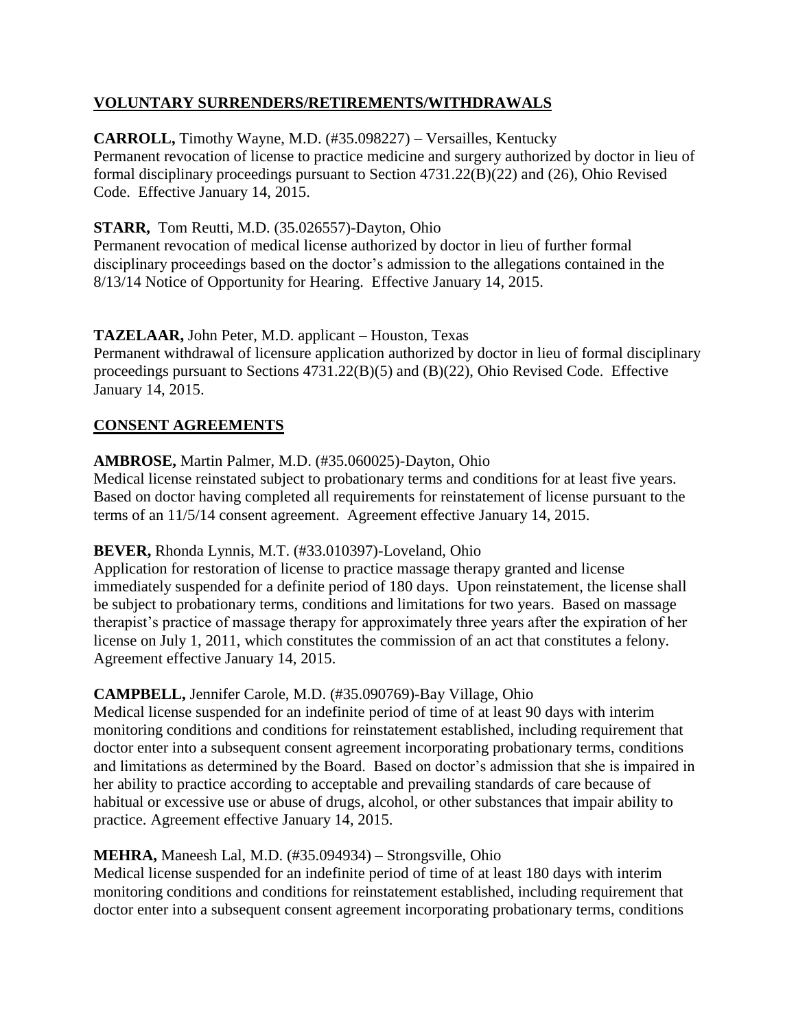## VOLUNTARY SURRENDERS/RETIREMENTS/WITHDRAWALS

**CARROLL,** Timothy Wayne, M.D. (#35.098227) – Versailles, Kentucky
Permanent revocation of license to practice medicine and surgery authorized by doctor in lieu of formal disciplinary proceedings pursuant to Section 4731.22(B)(22) and (26), Ohio Revised Code. Effective January 14, 2015.

**STARR,** Tom Reutti, M.D. (35.026557)-Dayton, Ohio
Permanent revocation of medical license authorized by doctor in lieu of further formal disciplinary proceedings based on the doctor's admission to the allegations contained in the 8/13/14 Notice of Opportunity for Hearing. Effective January 14, 2015.

**TAZELAAR,** John Peter, M.D. applicant – Houston, Texas
Permanent withdrawal of licensure application authorized by doctor in lieu of formal disciplinary proceedings pursuant to Sections 4731.22(B)(5) and (B)(22), Ohio Revised Code. Effective January 14, 2015.

## CONSENT AGREEMENTS

**AMBROSE,** Martin Palmer, M.D. (#35.060025)-Dayton, Ohio
Medical license reinstated subject to probationary terms and conditions for at least five years. Based on doctor having completed all requirements for reinstatement of license pursuant to the terms of an 11/5/14 consent agreement. Agreement effective January 14, 2015.

**BEVER,** Rhonda Lynnis, M.T. (#33.010397)-Loveland, Ohio
Application for restoration of license to practice massage therapy granted and license immediately suspended for a definite period of 180 days. Upon reinstatement, the license shall be subject to probationary terms, conditions and limitations for two years. Based on massage therapist's practice of massage therapy for approximately three years after the expiration of her license on July 1, 2011, which constitutes the commission of an act that constitutes a felony. Agreement effective January 14, 2015.

**CAMPBELL,** Jennifer Carole, M.D. (#35.090769)-Bay Village, Ohio
Medical license suspended for an indefinite period of time of at least 90 days with interim monitoring conditions and conditions for reinstatement established, including requirement that doctor enter into a subsequent consent agreement incorporating probationary terms, conditions and limitations as determined by the Board. Based on doctor's admission that she is impaired in her ability to practice according to acceptable and prevailing standards of care because of habitual or excessive use or abuse of drugs, alcohol, or other substances that impair ability to practice. Agreement effective January 14, 2015.

**MEHRA,** Maneesh Lal, M.D. (#35.094934) – Strongsville, Ohio
Medical license suspended for an indefinite period of time of at least 180 days with interim monitoring conditions and conditions for reinstatement established, including requirement that doctor enter into a subsequent consent agreement incorporating probationary terms, conditions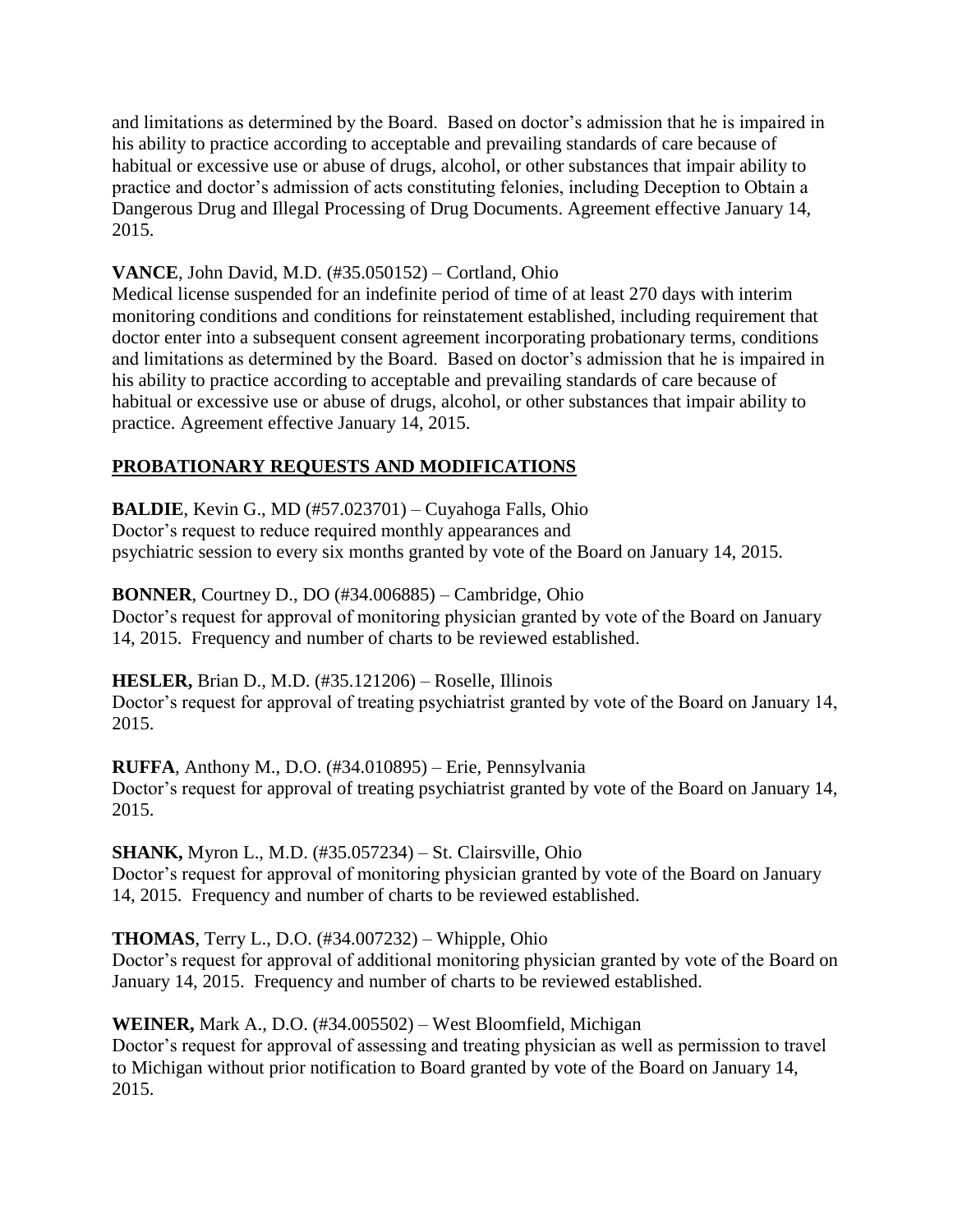and limitations as determined by the Board. Based on doctor's admission that he is impaired in his ability to practice according to acceptable and prevailing standards of care because of habitual or excessive use or abuse of drugs, alcohol, or other substances that impair ability to practice and doctor's admission of acts constituting felonies, including Deception to Obtain a Dangerous Drug and Illegal Processing of Drug Documents. Agreement effective January 14, 2015.

**VANCE**, John David, M.D. (#35.050152) – Cortland, Ohio
Medical license suspended for an indefinite period of time of at least 270 days with interim monitoring conditions and conditions for reinstatement established, including requirement that doctor enter into a subsequent consent agreement incorporating probationary terms, conditions and limitations as determined by the Board. Based on doctor's admission that he is impaired in his ability to practice according to acceptable and prevailing standards of care because of habitual or excessive use or abuse of drugs, alcohol, or other substances that impair ability to practice. Agreement effective January 14, 2015.

## PROBATIONARY REQUESTS AND MODIFICATIONS

**BALDIE**, Kevin G., MD (#57.023701) – Cuyahoga Falls, Ohio
Doctor's request to reduce required monthly appearances and psychiatric session to every six months granted by vote of the Board on January 14, 2015.

**BONNER**, Courtney D., DO (#34.006885) – Cambridge, Ohio
Doctor's request for approval of monitoring physician granted by vote of the Board on January 14, 2015. Frequency and number of charts to be reviewed established.

**HESLER,** Brian D., M.D. (#35.121206) – Roselle, Illinois
Doctor's request for approval of treating psychiatrist granted by vote of the Board on January 14, 2015.

**RUFFA**, Anthony M., D.O. (#34.010895) – Erie, Pennsylvania
Doctor's request for approval of treating psychiatrist granted by vote of the Board on January 14, 2015.

**SHANK,** Myron L., M.D. (#35.057234) – St. Clairsville, Ohio
Doctor's request for approval of monitoring physician granted by vote of the Board on January 14, 2015. Frequency and number of charts to be reviewed established.

**THOMAS**, Terry L., D.O. (#34.007232) – Whipple, Ohio
Doctor's request for approval of additional monitoring physician granted by vote of the Board on January 14, 2015. Frequency and number of charts to be reviewed established.

**WEINER,** Mark A., D.O. (#34.005502) – West Bloomfield, Michigan
Doctor's request for approval of assessing and treating physician as well as permission to travel to Michigan without prior notification to Board granted by vote of the Board on January 14, 2015.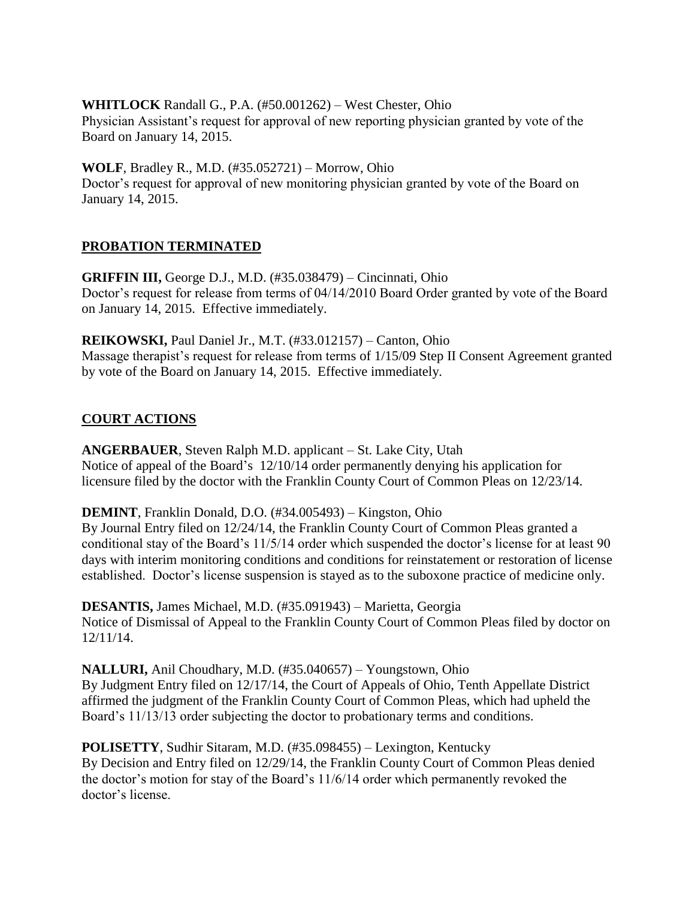**WHITLOCK** Randall G., P.A. (#50.001262) – West Chester, Ohio
Physician Assistant's request for approval of new reporting physician granted by vote of the Board on January 14, 2015.

**WOLF**, Bradley R., M.D. (#35.052721) – Morrow, Ohio
Doctor's request for approval of new monitoring physician granted by vote of the Board on January 14, 2015.

## PROBATION TERMINATED

**GRIFFIN III,** George D.J., M.D. (#35.038479) – Cincinnati, Ohio
Doctor's request for release from terms of 04/14/2010 Board Order granted by vote of the Board on January 14, 2015. Effective immediately.

**REIKOWSKI,** Paul Daniel Jr., M.T. (#33.012157) – Canton, Ohio
Massage therapist's request for release from terms of 1/15/09 Step II Consent Agreement granted by vote of the Board on January 14, 2015. Effective immediately.

## COURT ACTIONS

**ANGERBAUER**, Steven Ralph M.D. applicant – St. Lake City, Utah
Notice of appeal of the Board's 12/10/14 order permanently denying his application for licensure filed by the doctor with the Franklin County Court of Common Pleas on 12/23/14.

**DEMINT**, Franklin Donald, D.O. (#34.005493) – Kingston, Ohio
By Journal Entry filed on 12/24/14, the Franklin County Court of Common Pleas granted a conditional stay of the Board's 11/5/14 order which suspended the doctor's license for at least 90 days with interim monitoring conditions and conditions for reinstatement or restoration of license established. Doctor's license suspension is stayed as to the suboxone practice of medicine only.

**DESANTIS,** James Michael, M.D. (#35.091943) – Marietta, Georgia
Notice of Dismissal of Appeal to the Franklin County Court of Common Pleas filed by doctor on 12/11/14.

**NALLURI,** Anil Choudhary, M.D. (#35.040657) – Youngstown, Ohio
By Judgment Entry filed on 12/17/14, the Court of Appeals of Ohio, Tenth Appellate District affirmed the judgment of the Franklin County Court of Common Pleas, which had upheld the Board's 11/13/13 order subjecting the doctor to probationary terms and conditions.

**POLISETTY**, Sudhir Sitaram, M.D. (#35.098455) – Lexington, Kentucky
By Decision and Entry filed on 12/29/14, the Franklin County Court of Common Pleas denied the doctor's motion for stay of the Board's 11/6/14 order which permanently revoked the doctor's license.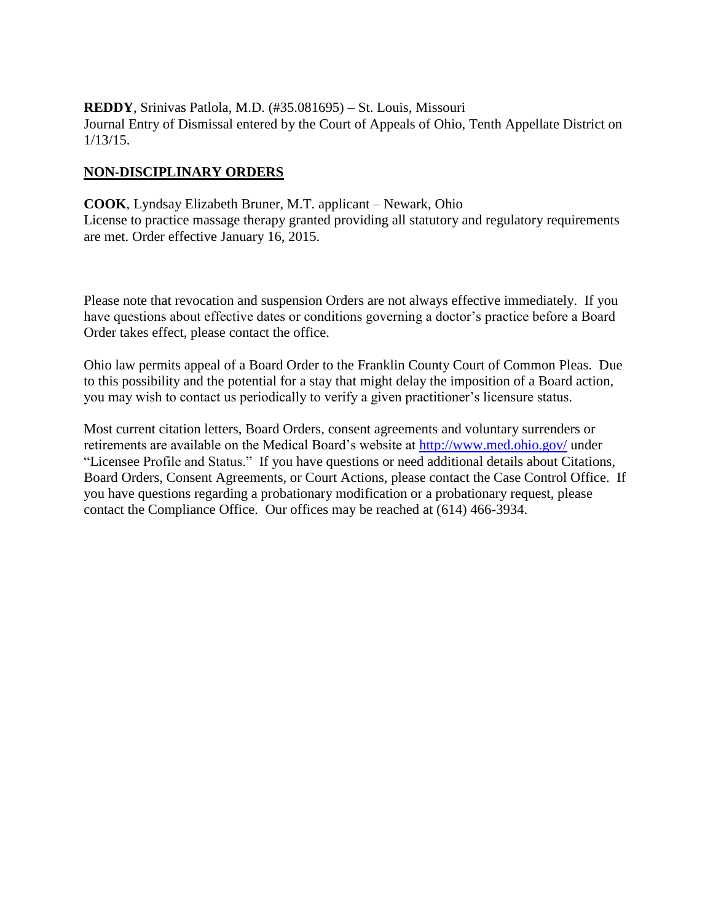**REDDY**, Srinivas Patlola, M.D. (#35.081695) – St. Louis, Missouri
Journal Entry of Dismissal entered by the Court of Appeals of Ohio, Tenth Appellate District on 1/13/15.

## NON-DISCIPLINARY ORDERS

**COOK**, Lyndsay Elizabeth Bruner, M.T. applicant – Newark, Ohio
License to practice massage therapy granted providing all statutory and regulatory requirements are met. Order effective January 16, 2015.

Please note that revocation and suspension Orders are not always effective immediately. If you have questions about effective dates or conditions governing a doctor's practice before a Board Order takes effect, please contact the office.

Ohio law permits appeal of a Board Order to the Franklin County Court of Common Pleas. Due to this possibility and the potential for a stay that might delay the imposition of a Board action, you may wish to contact us periodically to verify a given practitioner's licensure status.

Most current citation letters, Board Orders, consent agreements and voluntary surrenders or retirements are available on the Medical Board's website at http://www.med.ohio.gov/ under "Licensee Profile and Status." If you have questions or need additional details about Citations, Board Orders, Consent Agreements, or Court Actions, please contact the Case Control Office. If you have questions regarding a probationary modification or a probationary request, please contact the Compliance Office. Our offices may be reached at (614) 466-3934.